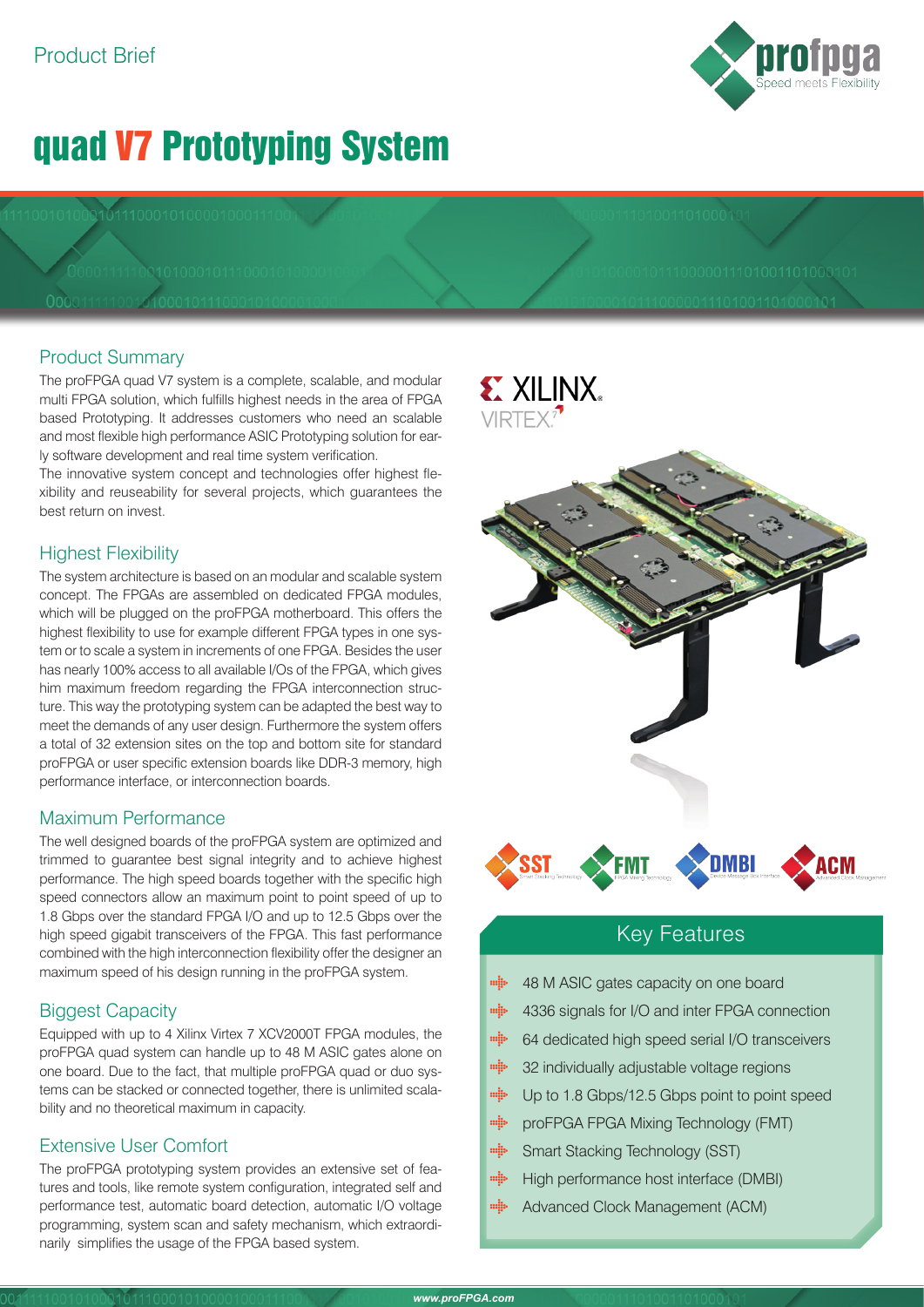Product Brief

# quad V7 Prototyping System

## Product Summary

The proFPGA quad V7 system is a complete, scalable, and modular multi FPGA solution, which fulfills highest needs in the area of FPGA based Prototyping. It addresses customers who need an scalable and most flexible high performance ASIC Prototyping solution for early software development and real time system verification.

The innovative system concept and technologies offer highest flexibility and reuseability for several projects, which guarantees the best return on invest.

## Highest Flexibility

The system architecture is based on an modular and scalable system concept. The FPGAs are assembled on dedicated FPGA modules, which will be plugged on the proFPGA motherboard. This offers the highest flexibility to use for example different FPGA types in one system or to scale a system in increments of one FPGA. Besides the user has nearly 100% access to all available I/Os of the FPGA, which gives him maximum freedom regarding the FPGA interconnection structure. This way the prototyping system can be adapted the best way to meet the demands of any user design. Furthermore the system offers a total of 32 extension sites on the top and bottom site for standard proFPGA or user specific extension boards like DDR-3 memory, high performance interface, or interconnection boards.

## Maximum Performance

The well designed boards of the proFPGA system are optimized and trimmed to guarantee best signal integrity and to achieve highest performance. The high speed boards together with the specific high speed connectors allow an maximum point to point speed of up to 1.8 Gbps over the standard FPGA I/O and up to 12.5 Gbps over the high speed gigabit transceivers of the FPGA. This fast performance combined with the high interconnection flexibility offer the designer an maximum speed of his design running in the proFPGA system.

## Biggest Capacity

Equipped with up to 4 Xilinx Virtex 7 XCV2000T FPGA modules, the proFPGA quad system can handle up to 48 M ASIC gates alone on one board. Due to the fact, that multiple proFPGA quad or duo systems can be stacked or connected together, there is unlimited scalability and no theoretical maximum in capacity.

## Extensive User Comfort

The proFPGA prototyping system provides an extensive set of features and tools, like remote system configuration, integrated self and performance test, automatic board detection, automatic I/O voltage programming, system scan and safety mechanism, which extraordinarily simplifies the usage of the FPGA based system.

## Key Features

- 48 M ASIC gates capacity on one board
- 4336 signals for I/O and inter FPGA connection
- 64 dedicated high speed serial I/O transceivers
- 32 individually adjustable voltage regions
- Up to 1.8 Gbps/12.5 Gbps point to point speed
- proFPGA FPGA Mixing Technology (FMT)
- Smart Stacking Technology (SST)
- High performance host interface (DMBI)
- Advanced Clock Management (ACM)

www.proFPGA.com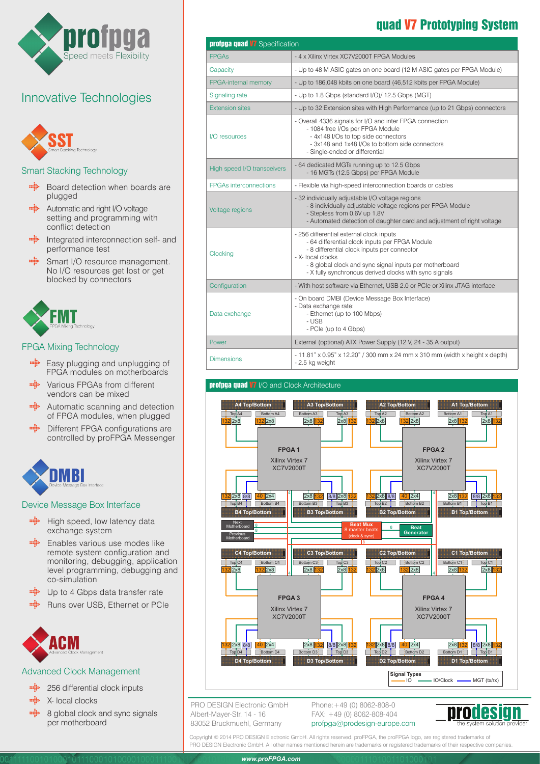# quad V7 Prototyping System

## Innovative Technologies

### SST — Smart Stacking Technology

- Board detection when boards are plugged
- Automatic and right I/O voltage setting and programming with conflict detection
- Integrated interconnection self- and performance test
- Smart I/O resource management. No I/O resources get lost or get blocked by connectors

### FMT — FPGA Mixing Technology

- Easy plugging and unplugging of FPGA modules on motherboards
- Various FPGAs from different vendors can be mixed
- Automatic scanning and detection of FPGA modules, when plugged
- Different FPGA configurations are controlled by proFPGA Messenger

### DMBI — Device Message Box Interface

- High speed, low latency data exchange system
- Enables various use modes like remote system configuration and monitoring, debugging, application level programming, debugging and co-simulation
- Up to 4 Gbps data transfer rate
- Runs over USB, Ethernet or PCIe

### ACM — Advanced Clock Management

- 256 differential clock inputs
- X- local clocks
- 8 global clock and sync signals per motherboard

## profpga quad V7 Specification

| | |
|---|---|
| FPGAs | - 4 x Xilinx Virtex XC7V2000T FPGA Modules |
| Capacity | - Up to 48 M ASIC gates on one board (12 M ASIC gates per FPGA Module) |
| FPGA-internal memory | - Up to 186,048 kbits on one board (46,512 kbits per FPGA Module) |
| Signaling rate | - Up to 1.8 Gbps (standard I/O)/ 12.5 Gbps (MGT) |
| Extension sites | - Up to 32 Extension sites with High Performance (up to 21 Gbps) connectors |
| I/O resources | - Overall 4336 signals for I/O and inter FPGA connection<br>- 1084 free I/Os per FPGA Module<br>- 4x148 I/Os to top side connectors<br>- 3x148 and 1x48 I/Os to bottom side connectors<br>- Single-ended or differential |
| High speed I/O transceivers | - 64 dedicated MGTs running up to 12.5 Gbps<br>- 16 MGTs (12.5 Gbps) per FPGA Module |
| FPGAs interconnections | - Flexible via high-speed interconnection boards or cables |
| Voltage regions | - 32 individually adjustable I/O voltage regions<br>- 8 individually adjustable voltage regions per FPGA Module<br>- Stepless from 0.6V up 1.8V<br>- Automated detection of daughter card and adjustment of right voltage |
| Clocking | - 256 differential external clock inputs<br>- 64 differential clock inputs per FPGA Module<br>- 8 differential clock inputs per connector<br>- X- local clocks<br>- 8 global clock and sync signal inputs per motherboard<br>- X fully synchronous derived clocks with sync signals |
| Configuration | - With host software via Ethernet, USB 2.0 or PCIe or Xilinx JTAG interface |
| Data exchange | - On board DMBI (Device Message Box Interface)<br>- Data exchange rate:<br>- Ethernet (up to 100 Mbps)<br>- USB<br>- PCIe (up to 4 Gbps) |
| Power | External (optional) ATX Power Supply (12 V, 24 - 35 A output) |
| Dimensions | - 11.81" x 0.95" x 12.20" / 300 mm x 24 mm x 310 mm (width x height x depth)<br>- 2.5 kg weight |

## profpga quad V7 I/O and Clock Architecture

A4 Top/Bottom, A3 Top/Bottom, A2 Top/Bottom, A1 Top/Bottom
FPGA 1 Xilinx Virtex 7 XC7V2000T
FPGA 2 Xilinx Virtex 7 XC7V2000T
B4 Top/Bottom, B3 Top/Bottom, B2 Top/Bottom, B1 Top/Bottom
Next Motherboard, Previous Motherboard
Beat Mux 8 master beats (clock & sync)
Beat Generator
C4 Top/Bottom, C3 Top/Bottom, C2 Top/Bottom, C1 Top/Bottom
FPGA 3 Xilinx Virtex 7 XC7V2000T
FPGA 4 Xilinx Virtex 7 XC7V2000T
D4 Top/Bottom, D3 Top/Bottom, D2 Top/Bottom, D1 Top/Bottom
132, 2x8, 8/8, 40, 2x4
Signal Types: IO, IO/Clock, MGT (tx/rx)

PRO DESIGN Electronic GmbH
Albert-Mayer-Str. 14 - 16
83052 Bruckmuehl, Germany

Phone: +49 (0) 8062-808-0
FAX: +49 (0) 8062-808-404
profpga@prodesign-europe.com

prodesign — the system solution provider

Copyright © 2014 PRO DESIGN Electronic GmbH. All rights reserved. proFPGA, the proFPGA logo, are registered trademarks of PRO DESIGN Electronic GmbH. All other names mentioned herein are trademarks or registered trademarks of their respective companies.

www.proFPGA.com